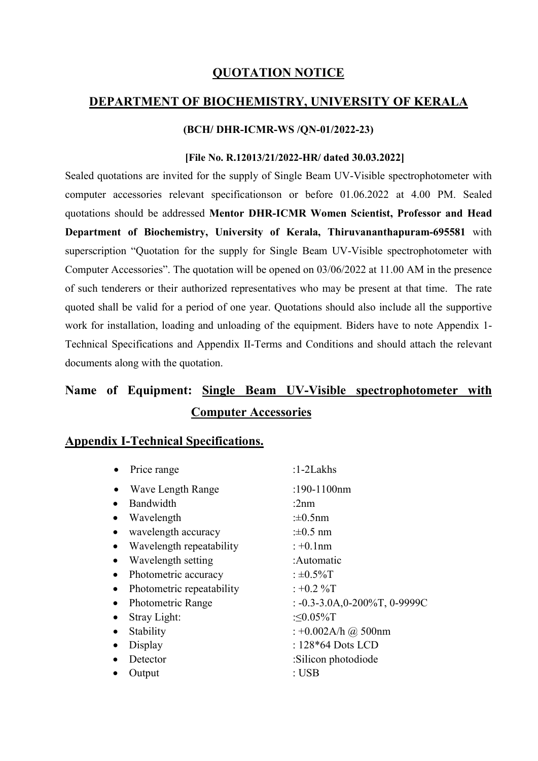# QUOTATION NOTICE

## DEPARTMENT OF BIOCHEMISTRY, UNIVERSITY OF KERALA

**(BCH/ DHR-ICMR-WS /QN-01/2022-23)**

**[File No. R.12013/21/2022-HR/ dated 30.03.2022]**

Sealed quotations are invited for the supply of Single Beam UV-Visible spectrophotometer with computer accessories relevant specificationson or before 01.06.2022 at 4.00 PM. Sealed quotations should be addressed **Mentor DHR-ICMR Women Scientist, Professor and Head Department of Biochemistry, University of Kerala, Thiruvananthapuram-695581** with superscription "Quotation for the supply for Single Beam UV-Visible spectrophotometer with Computer Accessories". The quotation will be opened on 03/06/2022 at 11.00 AM in the presence of such tenderers or their authorized representatives who may be present at that time. The rate quoted shall be valid for a period of one year. Quotations should also include all the supportive work for installation, loading and unloading of the equipment. Biders have to note Appendix 1-Technical Specifications and Appendix II-Terms and Conditions and should attach the relevant documents along with the quotation.

## Name of Equipment: Single Beam UV-Visible spectrophotometer with Computer Accessories

## Appendix I-Technical Specifications.

- Price range :1-2Lakhs
- Wave Length Range :190-1100nm
- Bandwidth :2nm
- Wavelength :±0.5nm
- wavelength accuracy :±0.5 nm
- Wavelength repeatability : +0.1nm
- Wavelength setting :Automatic
- Photometric accuracy : ±0.5%T
- Photometric repeatability : +0.2 %T
- Photometric Range : -0.3-3.0A,0-200%T, 0-9999C
- Stray Light: :≤0.05%T
- Stability : +0.002A/h @ 500nm
- Display : 128*64 Dots LCD
- Detector :Silicon photodiode
- Output : USB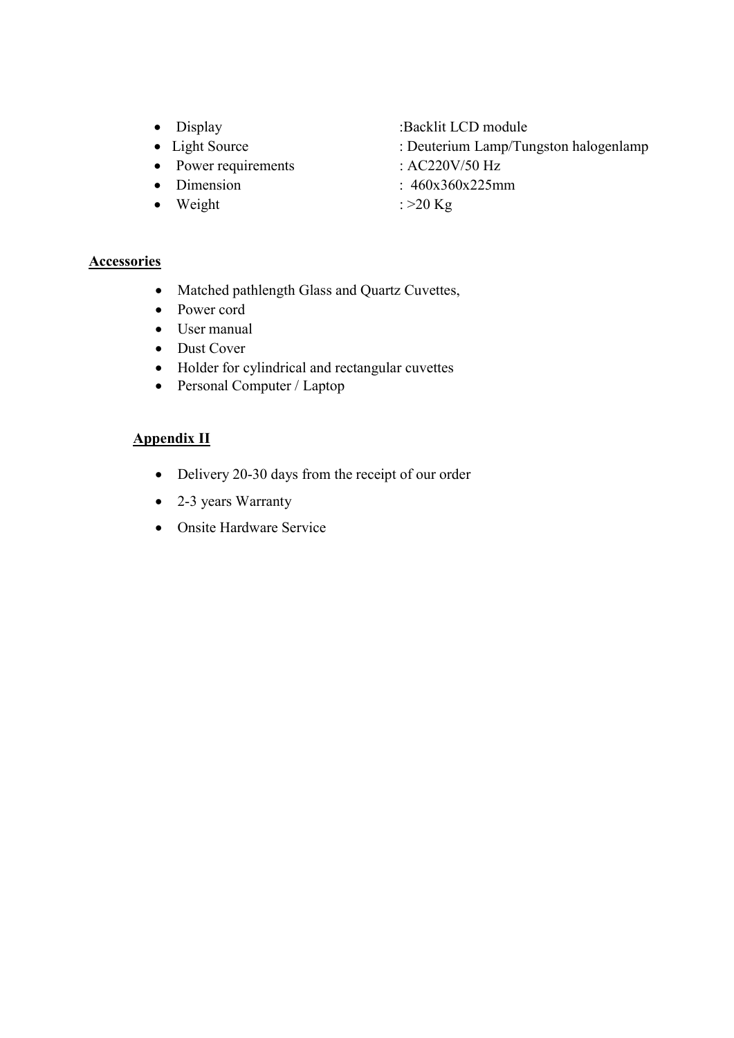- Display :Backlit LCD module
- Light Source : Deuterium Lamp/Tungston halogenlamp
- Power requirements : AC220V/50 Hz
- Dimension : 460x360x225mm
- Weight : >20 Kg

**<u>Accessories</u>**

- Matched pathlength Glass and Quartz Cuvettes,
- Power cord
- User manual
- Dust Cover
- Holder for cylindrical and rectangular cuvettes
- Personal Computer / Laptop

**<u>Appendix II</u>**

- Delivery 20-30 days from the receipt of our order
- 2-3 years Warranty
- Onsite Hardware Service